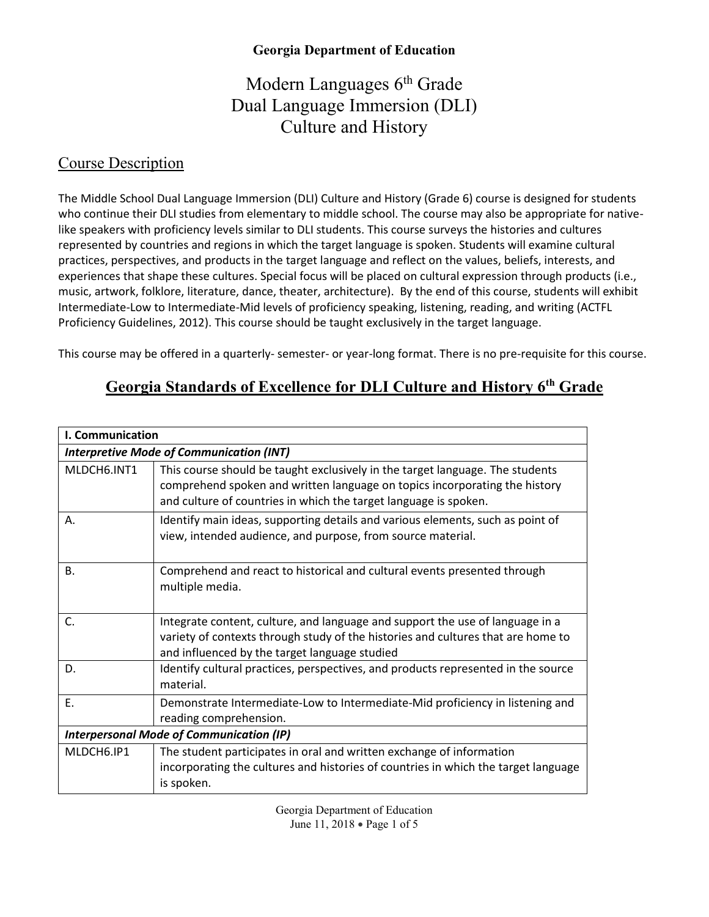**Georgia Department of Education**

# Modern Languages 6th Grade Dual Language Immersion (DLI) Culture and History

## Course Description

The Middle School Dual Language Immersion (DLI) Culture and History (Grade 6) course is designed for students who continue their DLI studies from elementary to middle school. The course may also be appropriate for native-like speakers with proficiency levels similar to DLI students. This course surveys the histories and cultures represented by countries and regions in which the target language is spoken. Students will examine cultural practices, perspectives, and products in the target language and reflect on the values, beliefs, interests, and experiences that shape these cultures. Special focus will be placed on cultural expression through products (i.e., music, artwork, folklore, literature, dance, theater, architecture). By the end of this course, students will exhibit Intermediate-Low to Intermediate-Mid levels of proficiency speaking, listening, reading, and writing (ACTFL Proficiency Guidelines, 2012). This course should be taught exclusively in the target language.

This course may be offered in a quarterly- semester- or year-long format. There is no pre-requisite for this course.

## Georgia Standards of Excellence for DLI Culture and History 6th Grade

| **I. Communication** | |
|---|---|
| ***Interpretive Mode of Communication (INT)*** | |
| MLDCH6.INT1 | This course should be taught exclusively in the target language. The students comprehend spoken and written language on topics incorporating the history and culture of countries in which the target language is spoken. |
| A. | Identify main ideas, supporting details and various elements, such as point of view, intended audience, and purpose, from source material. |
| B. | Comprehend and react to historical and cultural events presented through multiple media. |
| C. | Integrate content, culture, and language and support the use of language in a variety of contexts through study of the histories and cultures that are home to and influenced by the target language studied |
| D. | Identify cultural practices, perspectives, and products represented in the source material. |
| E. | Demonstrate Intermediate-Low to Intermediate-Mid proficiency in listening and reading comprehension. |
| ***Interpersonal Mode of Communication (IP)*** | |
| MLDCH6.IP1 | The student participates in oral and written exchange of information incorporating the cultures and histories of countries in which the target language is spoken. |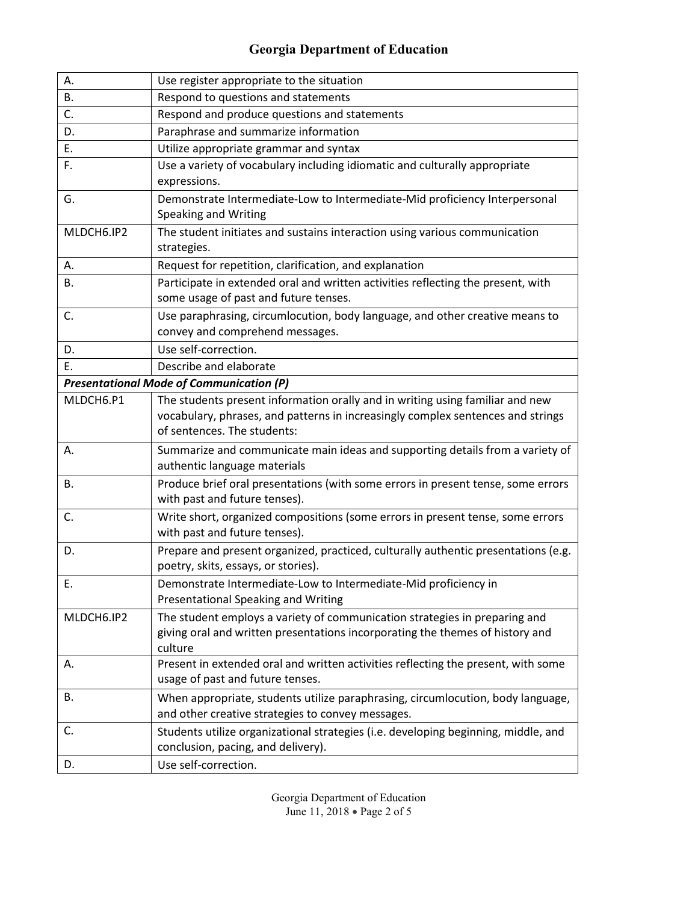| | |
|---|---|
| A. | Use register appropriate to the situation |
| B. | Respond to questions and statements |
| C. | Respond and produce questions and statements |
| D. | Paraphrase and summarize information |
| E. | Utilize appropriate grammar and syntax |
| F. | Use a variety of vocabulary including idiomatic and culturally appropriate expressions. |
| G. | Demonstrate Intermediate-Low to Intermediate-Mid proficiency Interpersonal Speaking and Writing |
| MLDCH6.IP2 | The student initiates and sustains interaction using various communication strategies. |
| A. | Request for repetition, clarification, and explanation |
| B. | Participate in extended oral and written activities reflecting the present, with some usage of past and future tenses. |
| C. | Use paraphrasing, circumlocution, body language, and other creative means to convey and comprehend messages. |
| D. | Use self-correction. |
| E. | Describe and elaborate |
| ***Presentational Mode of Communication (P)*** | |
| MLDCH6.P1 | The students present information orally and in writing using familiar and new vocabulary, phrases, and patterns in increasingly complex sentences and strings of sentences. The students: |
| A. | Summarize and communicate main ideas and supporting details from a variety of authentic language materials |
| B. | Produce brief oral presentations (with some errors in present tense, some errors with past and future tenses). |
| C. | Write short, organized compositions (some errors in present tense, some errors with past and future tenses). |
| D. | Prepare and present organized, practiced, culturally authentic presentations (e.g. poetry, skits, essays, or stories). |
| E. | Demonstrate Intermediate-Low to Intermediate-Mid proficiency in Presentational Speaking and Writing |
| MLDCH6.IP2 | The student employs a variety of communication strategies in preparing and giving oral and written presentations incorporating the themes of history and culture |
| A. | Present in extended oral and written activities reflecting the present, with some usage of past and future tenses. |
| B. | When appropriate, students utilize paraphrasing, circumlocution, body language, and other creative strategies to convey messages. |
| C. | Students utilize organizational strategies (i.e. developing beginning, middle, and conclusion, pacing, and delivery). |
| D. | Use self-correction. |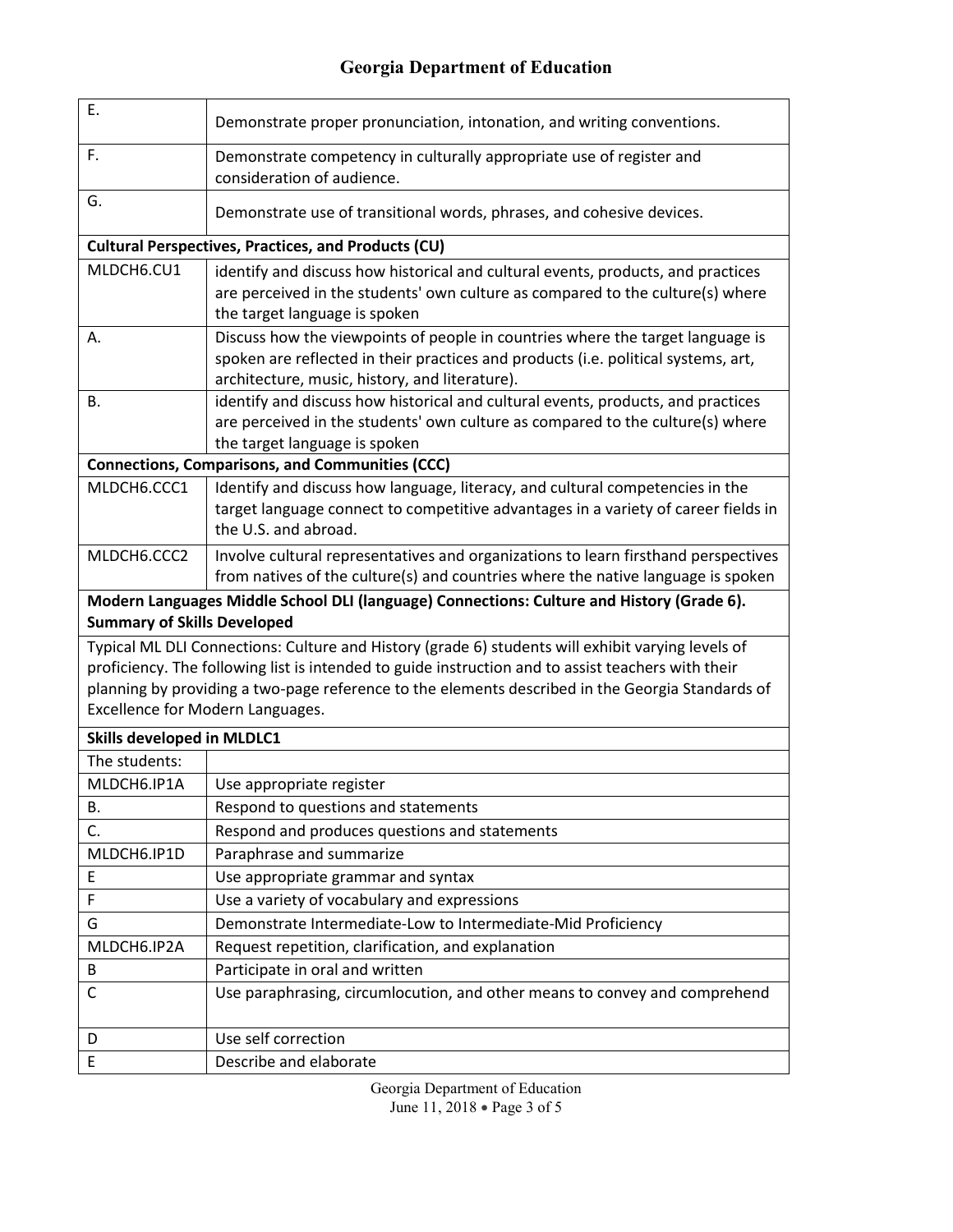| | |
|---|---|
| E. | Demonstrate proper pronunciation, intonation, and writing conventions. |
| F. | Demonstrate competency in culturally appropriate use of register and consideration of audience. |
| G. | Demonstrate use of transitional words, phrases, and cohesive devices. |
| **Cultural Perspectives, Practices, and Products (CU)** | |
| MLDCH6.CU1 | identify and discuss how historical and cultural events, products, and practices are perceived in the students' own culture as compared to the culture(s) where the target language is spoken |
| A. | Discuss how the viewpoints of people in countries where the target language is spoken are reflected in their practices and products (i.e. political systems, art, architecture, music, history, and literature). |
| B. | identify and discuss how historical and cultural events, products, and practices are perceived in the students' own culture as compared to the culture(s) where the target language is spoken |
| **Connections, Comparisons, and Communities (CCC)** | |
| MLDCH6.CCC1 | Identify and discuss how language, literacy, and cultural competencies in the target language connect to competitive advantages in a variety of career fields in the U.S. and abroad. |
| MLDCH6.CCC2 | Involve cultural representatives and organizations to learn firsthand perspectives from natives of the culture(s) and countries where the native language is spoken |
| **Modern Languages Middle School DLI (language) Connections: Culture and History (Grade 6). Summary of Skills Developed** | |
| Typical ML DLI Connections: Culture and History (grade 6) students will exhibit varying levels of proficiency. The following list is intended to guide instruction and to assist teachers with their planning by providing a two-page reference to the elements described in the Georgia Standards of Excellence for Modern Languages. | |
| **Skills developed in MLDLC1** | |
| The students: | |
| MLDCH6.IP1A | Use appropriate register |
| B. | Respond to questions and statements |
| C. | Respond and produces questions and statements |
| MLDCH6.IP1D | Paraphrase and summarize |
| E | Use appropriate grammar and syntax |
| F | Use a variety of vocabulary and expressions |
| G | Demonstrate Intermediate-Low to Intermediate-Mid Proficiency |
| MLDCH6.IP2A | Request repetition, clarification, and explanation |
| B | Participate in oral and written |
| C | Use paraphrasing, circumlocution, and other means to convey and comprehend |
| D | Use self correction |
| E | Describe and elaborate |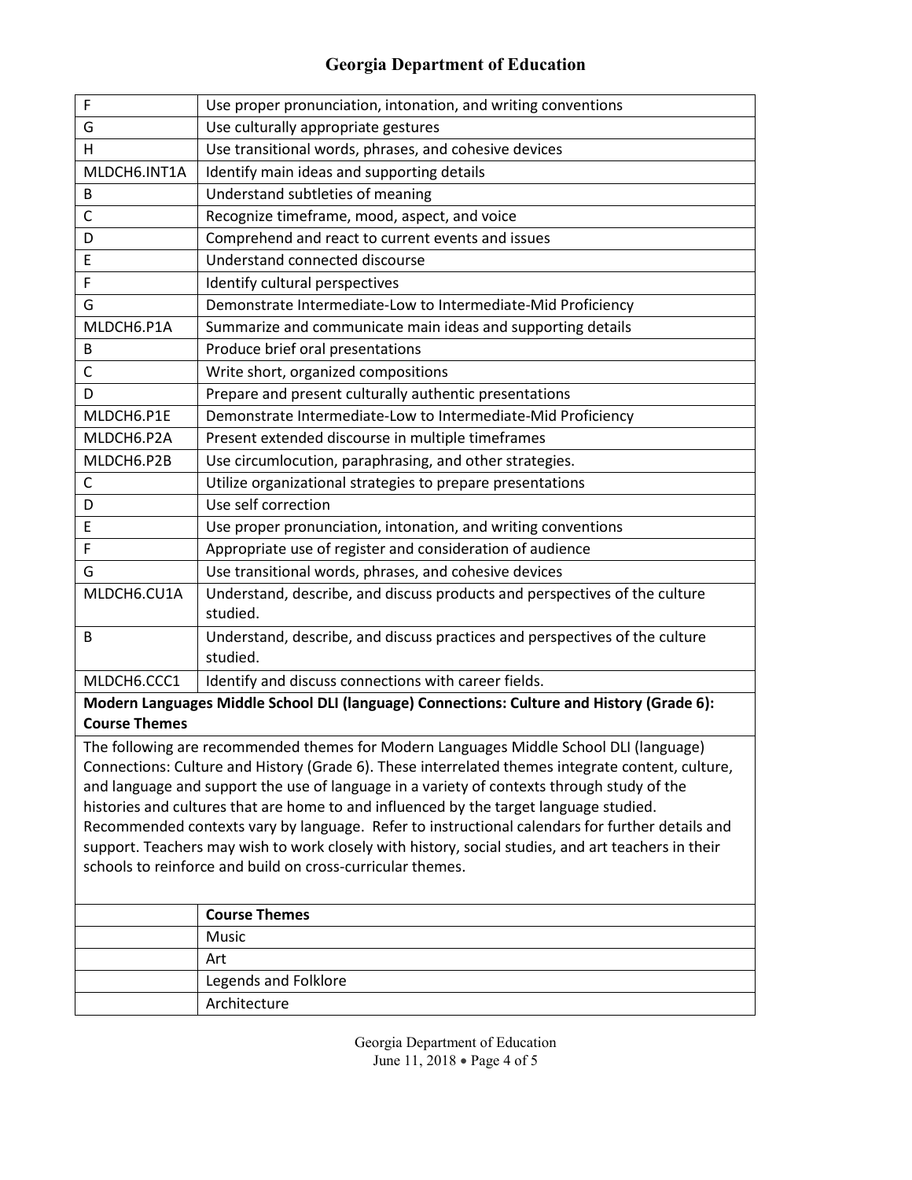| | |
|---|---|
| F | Use proper pronunciation, intonation, and writing conventions |
| G | Use culturally appropriate gestures |
| H | Use transitional words, phrases, and cohesive devices |
| MLDCH6.INT1A | Identify main ideas and supporting details |
| B | Understand subtleties of meaning |
| C | Recognize timeframe, mood, aspect, and voice |
| D | Comprehend and react to current events and issues |
| E | Understand connected discourse |
| F | Identify cultural perspectives |
| G | Demonstrate Intermediate-Low to Intermediate-Mid Proficiency |
| MLDCH6.P1A | Summarize and communicate main ideas and supporting details |
| B | Produce brief oral presentations |
| C | Write short, organized compositions |
| D | Prepare and present culturally authentic presentations |
| MLDCH6.P1E | Demonstrate Intermediate-Low to Intermediate-Mid Proficiency |
| MLDCH6.P2A | Present extended discourse in multiple timeframes |
| MLDCH6.P2B | Use circumlocution, paraphrasing, and other strategies. |
| C | Utilize organizational strategies to prepare presentations |
| D | Use self correction |
| E | Use proper pronunciation, intonation, and writing conventions |
| F | Appropriate use of register and consideration of audience |
| G | Use transitional words, phrases, and cohesive devices |
| MLDCH6.CU1A | Understand, describe, and discuss products and perspectives of the culture studied. |
| B | Understand, describe, and discuss practices and perspectives of the culture studied. |
| MLDCH6.CCC1 | Identify and discuss connections with career fields. |

**Modern Languages Middle School DLI (language) Connections: Culture and History (Grade 6): Course Themes**

The following are recommended themes for Modern Languages Middle School DLI (language) Connections: Culture and History (Grade 6). These interrelated themes integrate content, culture, and language and support the use of language in a variety of contexts through study of the histories and cultures that are home to and influenced by the target language studied. Recommended contexts vary by language. Refer to instructional calendars for further details and support. Teachers may wish to work closely with history, social studies, and art teachers in their schools to reinforce and build on cross-curricular themes.

| | **Course Themes** |
|---|---|
| | Music |
| | Art |
| | Legends and Folklore |
| | Architecture |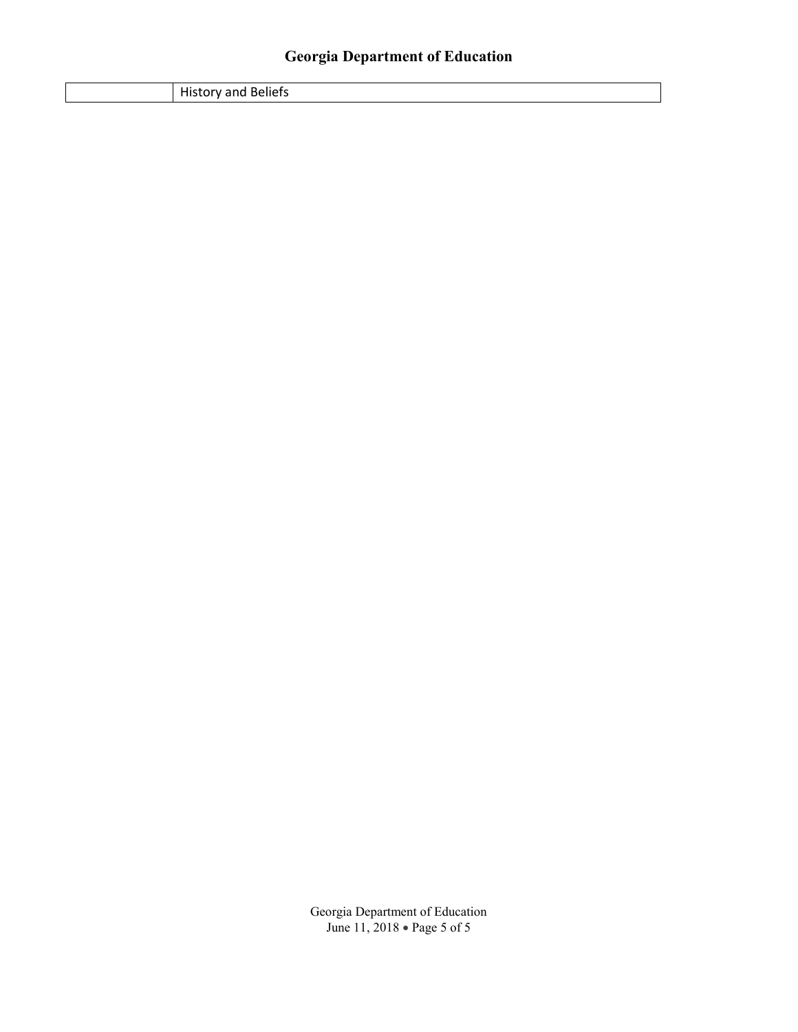| | |
|---|---|
| | History and Beliefs |